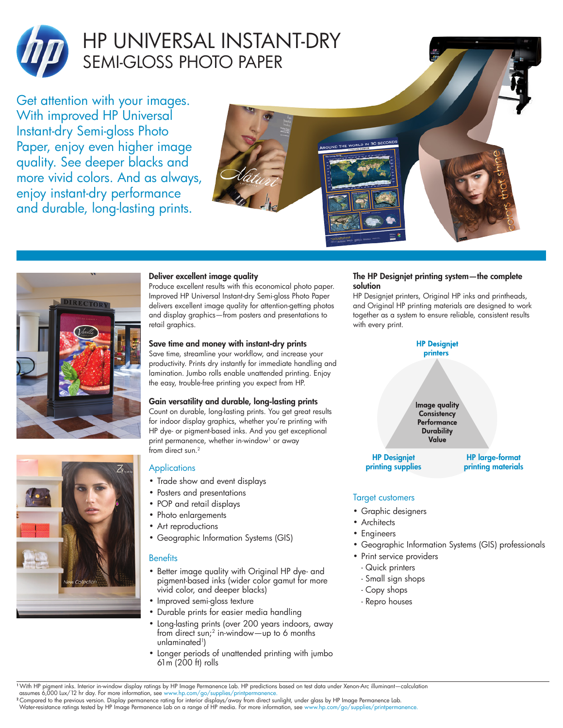# HP UNIVERSAL INSTANT-DRY SEMI-GLOSS PHOTO PAPER

Get attention with your images. With improved HP Universal Instant-dry Semi-gloss Photo Paper, enjoy even higher image quality. See deeper blacks and more vivid colors. And as always, enjoy instant-dry performance and durable, long-lasting prints.

### Deliver excellent image quality

Produce excellent results with this economical photo paper. Improved HP Universal Instant-dry Semi-gloss Photo Paper delivers excellent image quality for attention-getting photos and display graphics—from posters and presentations to retail graphics.

### Save time and money with instant-dry prints

Save time, streamline your workflow, and increase your productivity. Prints dry instantly for immediate handling and lamination. Jumbo rolls enable unattended printing. Enjoy the easy, trouble-free printing you expect from HP.

### Gain versatility and durable, long-lasting prints

Count on durable, long-lasting prints. You get great results for indoor display graphics, whether you're printing with HP dye- or pigment-based inks. And you get exceptional print permanence, whether in-window[1] or away from direct sun.[2]

## Applications

- Trade show and event displays
- Posters and presentations
- POP and retail displays
- Photo enlargements
- Art reproductions
- Geographic Information Systems (GIS)

## Benefits

- Better image quality with Original HP dye- and pigment-based inks (wider color gamut for more vivid color, and deeper blacks)
- Improved semi-gloss texture
- Durable prints for easier media handling
- Long-lasting prints (over 200 years indoors, away from direct sun;[2] in-window—up to 6 months unlaminated[1])
- Longer periods of unattended printing with jumbo 61m (200 ft) rolls

### The HP Designjet printing system—the complete solution

HP Designjet printers, Original HP inks and printheads, and Original HP printing materials are designed to work together as a system to ensure reliable, consistent results with every print.

**HP Designjet printers**

**Image quality**
**Consistency**
**Performance**
**Durability**
**Value**

**HP Designjet printing supplies** | **HP large-format printing materials**

## Target customers

- Graphic designers
- Architects
- Engineers
- Geographic Information Systems (GIS) professionals
- Print service providers
  - Quick printers
  - Small sign shops
  - Copy shops
  - Repro houses

[1] With HP pigment inks. Interior in-window display ratings by HP Image Permanence Lab. HP predictions based on test data under Xenon-Arc illuminant—calculation assumes 6,000 Lux/12 hr day. For more information, see www.hp.com/go/supplies/printpermanence.

[2] Compared to the previous version. Display permanence rating for interior displays/away from direct sunlight, under glass by HP Image Permanence Lab. Water-resistance ratings tested by HP Image Permanence Lab on a range of HP media. For more information, see www.hp.com/go/supplies/printpermanence.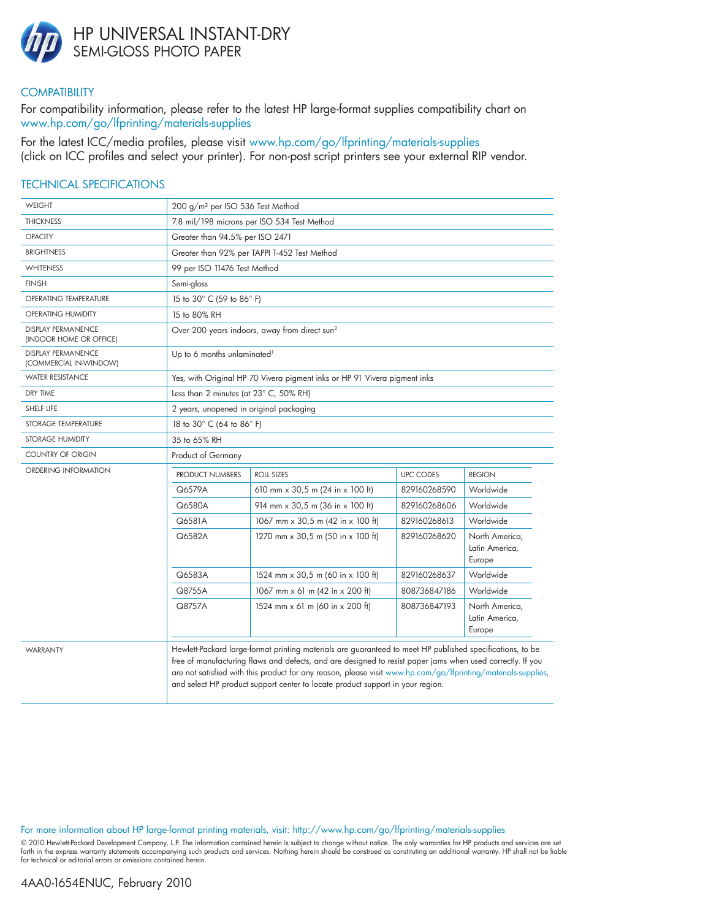# HP UNIVERSAL INSTANT-DRY
## SEMI-GLOSS PHOTO PAPER

### COMPATIBILITY

For compatibility information, please refer to the latest HP large-format supplies compatibility chart on www.hp.com/go/lfprinting/materials-supplies

For the latest ICC/media profiles, please visit www.hp.com/go/lfprinting/materials-supplies (click on ICC profiles and select your printer). For non-post script printers see your external RIP vendor.

### TECHNICAL SPECIFICATIONS

| | |
|---|---|
| WEIGHT | 200 g/m² per ISO 536 Test Method |
| THICKNESS | 7.8 mil/198 microns per ISO 534 Test Method |
| OPACITY | Greater than 94.5% per ISO 2471 |
| BRIGHTNESS | Greater than 92% per TAPPI T-452 Test Method |
| WHITENESS | 99 per ISO 11476 Test Method |
| FINISH | Semi-gloss |
| OPERATING TEMPERATURE | 15 to 30° C (59 to 86° F) |
| OPERATING HUMIDITY | 15 to 80% RH |
| DISPLAY PERMANENCE (INDOOR HOME OR OFFICE) | Over 200 years indoors, away from direct sun[2] |
| DISPLAY PERMANENCE (COMMERCIAL IN-WINDOW) | Up to 6 months unlaminated[1] |
| WATER RESISTANCE | Yes, with Original HP 70 Vivera pigment inks or HP 91 Vivera pigment inks |
| DRY TIME | Less than 2 minutes (at 23° C, 50% RH) |
| SHELF LIFE | 2 years, unopened in original packaging |
| STORAGE TEMPERATURE | 18 to 30° C (64 to 86° F) |
| STORAGE HUMIDITY | 35 to 65% RH |
| COUNTRY OF ORIGIN | Product of Germany |
| ORDERING INFORMATION | See table below |
| WARRANTY | Hewlett-Packard large-format printing materials are guaranteed to meet HP published specifications, to be free of manufacturing flaws and defects, and are designed to resist paper jams when used correctly. If you are not satisfied with this product for any reason, please visit www.hp.com/go/lfprinting/materials-supplies, and select HP product support center to locate product support in your region. |

**ORDERING INFORMATION**

| PRODUCT NUMBERS | ROLL SIZES | UPC CODES | REGION |
|---|---|---|---|
| Q6579A | 610 mm x 30,5 m (24 in x 100 ft) | 829160268590 | Worldwide |
| Q6580A | 914 mm x 30,5 m (36 in x 100 ft) | 829160268606 | Worldwide |
| Q6581A | 1067 mm x 30,5 m (42 in x 100 ft) | 829160268613 | Worldwide |
| Q6582A | 1270 mm x 30,5 m (50 in x 100 ft) | 829160268620 | North America, Latin America, Europe |
| Q6583A | 1524 mm x 30,5 m (60 in x 100 ft) | 829160268637 | Worldwide |
| Q8755A | 1067 mm x 61 m (42 in x 200 ft) | 808736847186 | Worldwide |
| Q8757A | 1524 mm x 61 m (60 in x 200 ft) | 808736847193 | North America, Latin America, Europe |

For more information about HP large-format printing materials, visit: http://www.hp.com/go/lfprinting/materials-supplies

© 2010 Hewlett-Packard Development Company, L.P. The information contained herein is subject to change without notice. The only warranties for HP products and services are set forth in the express warranty statements accompanying such products and services. Nothing herein should be construed as constituting an additional warranty. HP shall not be liable for technical or editorial errors or omissions contained herein.

4AA0-1654ENUC, February 2010